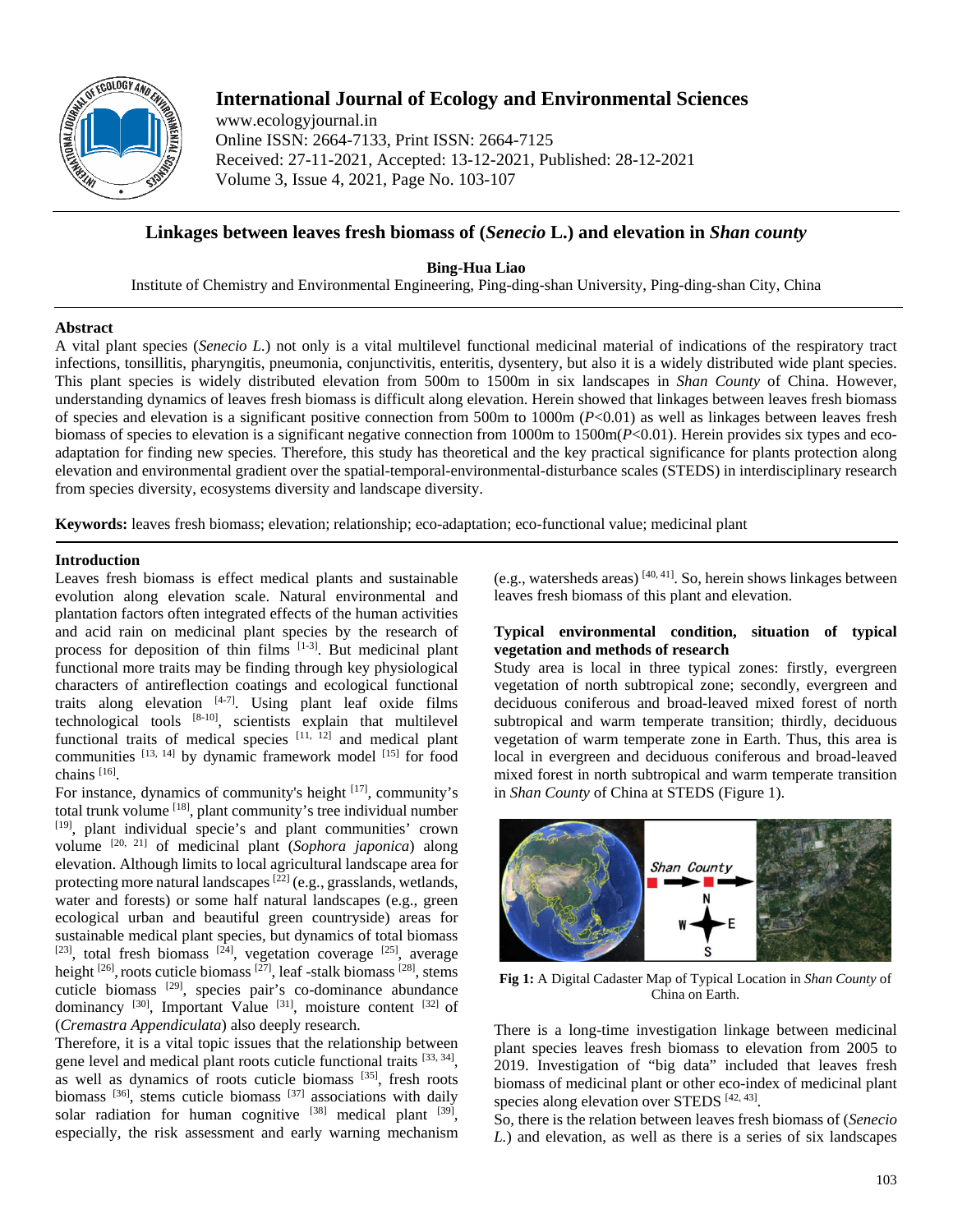# Linkages between leaves fresh biomass of (*Senecio* L.) and elevation in *Shan county*

**Bing-Hua Liao**

Institute of Chemistry and Environmental Engineering, Ping-ding-shan University, Ping-ding-shan City, China

## Abstract

A vital plant species (*Senecio L.*) not only is a vital multilevel functional medicinal material of indications of the respiratory tract infections, tonsillitis, pharyngitis, pneumonia, conjunctivitis, enteritis, dysentery, but also it is a widely distributed wide plant species. This plant species is widely distributed elevation from 500m to 1500m in six landscapes in *Shan County* of China. However, understanding dynamics of leaves fresh biomass is difficult along elevation. Herein showed that linkages between leaves fresh biomass of species and elevation is a significant positive connection from 500m to 1000m ($P<0.01$) as well as linkages between leaves fresh biomass of species to elevation is a significant negative connection from 1000m to 1500m($P<0.01$). Herein provides six types and eco-adaptation for finding new species. Therefore, this study has theoretical and the key practical significance for plants protection along elevation and environmental gradient over the spatial-temporal-environmental-disturbance scales (STEDS) in interdisciplinary research from species diversity, ecosystems diversity and landscape diversity.

**Keywords:** leaves fresh biomass; elevation; relationship; eco-adaptation; eco-functional value; medicinal plant

## Introduction

Leaves fresh biomass is effect medical plants and sustainable evolution along elevation scale. Natural environmental and plantation factors often integrated effects of the human activities and acid rain on medicinal plant species by the research of process for deposition of thin films [1-3]. But medicinal plant functional more traits may be finding through key physiological characters of antireflection coatings and ecological functional traits along elevation [4-7]. Using plant leaf oxide films technological tools [8-10], scientists explain that multilevel functional traits of medical species [11, 12] and medical plant communities [13, 14] by dynamic framework model [15] for food chains [16].

For instance, dynamics of community's height [17], community's total trunk volume [18], plant community's tree individual number [19], plant individual specie's and plant communities' crown volume [20, 21] of medicinal plant (*Sophora japonica*) along elevation. Although limits to local agricultural landscape area for protecting more natural landscapes [22] (e.g., grasslands, wetlands, water and forests) or some half natural landscapes (e.g., green ecological urban and beautiful green countryside) areas for sustainable medical plant species, but dynamics of total biomass [23], total fresh biomass [24], vegetation coverage [25], average height [26], roots cuticle biomass [27], leaf -stalk biomass [28], stems cuticle biomass [29], species pair's co-dominance abundance dominancy [30], Important Value [31], moisture content [32] of (*Cremastra Appendiculata*) also deeply research.

Therefore, it is a vital topic issues that the relationship between gene level and medical plant roots cuticle functional traits [33, 34], as well as dynamics of roots cuticle biomass [35], fresh roots biomass [36], stems cuticle biomass [37] associations with daily solar radiation for human cognitive [38] medical plant [39], especially, the risk assessment and early warning mechanism (e.g., watersheds areas) [40, 41]. So, herein shows linkages between leaves fresh biomass of this plant and elevation.

## Typical environmental condition, situation of typical vegetation and methods of research

Study area is local in three typical zones: firstly, evergreen vegetation of north subtropical zone; secondly, evergreen and deciduous coniferous and broad-leaved mixed forest of north subtropical and warm temperate transition; thirdly, deciduous vegetation of warm temperate zone in Earth. Thus, this area is local in evergreen and deciduous coniferous and broad-leaved mixed forest in north subtropical and warm temperate transition in *Shan County* of China at STEDS (Figure 1).

**Fig 1:** A Digital Cadaster Map of Typical Location in *Shan County* of China on Earth.

There is a long-time investigation linkage between medicinal plant species leaves fresh biomass to elevation from 2005 to 2019. Investigation of "big data" included that leaves fresh biomass of medicinal plant or other eco-index of medicinal plant species along elevation over STEDS [42, 43].

So, there is the relation between leaves fresh biomass of (*Senecio L.*) and elevation, as well as there is a series of six landscapes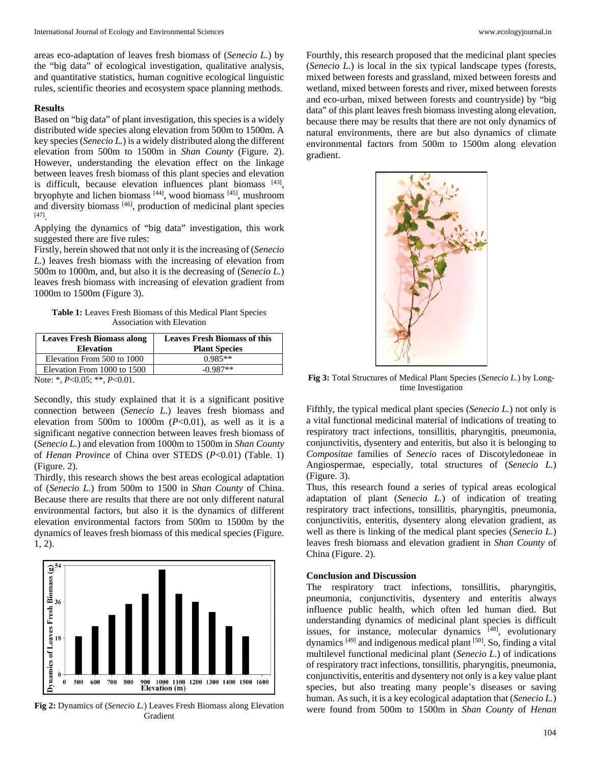areas eco-adaptation of leaves fresh biomass of (*Senecio L.*) by the "big data" of ecological investigation, qualitative analysis, and quantitative statistics, human cognitive ecological linguistic rules, scientific theories and ecosystem space planning methods.

## Results

Based on "big data" of plant investigation, this species is a widely distributed wide species along elevation from 500m to 1500m. A key species (*Senecio L.*) is a widely distributed along the different elevation from 500m to 1500m in *Shan County* (Figure. 2). However, understanding the elevation effect on the linkage between leaves fresh biomass of this plant species and elevation is difficult, because elevation influences plant biomass [43], bryophyte and lichen biomass [44], wood biomass [45], mushroom and diversity biomass [46], production of medicinal plant species [47].

Applying the dynamics of "big data" investigation, this work suggested there are five rules:

Firstly, herein showed that not only it is the increasing of (*Senecio L.*) leaves fresh biomass with the increasing of elevation from 500m to 1000m, and, but also it is the decreasing of (*Senecio L.*) leaves fresh biomass with increasing of elevation gradient from 1000m to 1500m (Figure 3).

**Table 1:** Leaves Fresh Biomass of this Medical Plant Species Association with Elevation

| Leaves Fresh Biomass along Elevation | Leaves Fresh Biomass of this Plant Species |
|---|---|
| Elevation From 500 to 1000 | 0.985** |
| Elevation From 1000 to 1500 | -0.987** |

Note: *, $P<0.05$; **, $P<0.01$.

Secondly, this study explained that it is a significant positive connection between (*Senecio L.*) leaves fresh biomass and elevation from 500m to 1000m ($P<0.01$), as well as it is a significant negative connection between leaves fresh biomass of (*Senecio L.*) and elevation from 1000m to 1500m in *Shan County* of *Henan Province* of China over STEDS ($P<0.01$) (Table. 1) (Figure. 2).

Thirdly, this research shows the best areas ecological adaptation of (*Senecio L.*) from 500m to 1500 in *Shan County* of China. Because there are results that there are not only different natural environmental factors, but also it is the dynamics of different elevation environmental factors from 500m to 1500m by the dynamics of leaves fresh biomass of this medical species (Figure. 1, 2).

**Fig 2:** Dynamics of (*Senecio L.*) Leaves Fresh Biomass along Elevation Gradient

Fourthly, this research proposed that the medicinal plant species (*Senecio L.*) is local in the six typical landscape types (forests, mixed between forests and grassland, mixed between forests and wetland, mixed between forests and river, mixed between forests and eco-urban, mixed between forests and countryside) by "big data" of this plant leaves fresh biomass investing along elevation, because there may be results that there are not only dynamics of natural environments, there are but also dynamics of climate environmental factors from 500m to 1500m along elevation gradient.

**Fig 3:** Total Structures of Medical Plant Species (*Senecio L.*) by Long-time Investigation

Fifthly, the typical medical plant species (*Senecio L.*) not only is a vital functional medicinal material of indications of treating to respiratory tract infections, tonsillitis, pharyngitis, pneumonia, conjunctivitis, dysentery and enteritis, but also it is belonging to *Compositae* families of *Senecio* races of Discotyledoneae in Angiospermae, especially, total structures of (*Senecio L.*) (Figure. 3).

Thus, this research found a series of typical areas ecological adaptation of plant (*Senecio L.*) of indication of treating respiratory tract infections, tonsillitis, pharyngitis, pneumonia, conjunctivitis, enteritis, dysentery along elevation gradient, as well as there is linking of the medical plant species (*Senecio L.*) leaves fresh biomass and elevation gradient in *Shan County* of China (Figure. 2).

## Conclusion and Discussion

The respiratory tract infections, tonsillitis, pharyngitis, pneumonia, conjunctivitis, dysentery and enteritis always influence public health, which often led human died. But understanding dynamics of medicinal plant species is difficult issues, for instance, molecular dynamics [48], evolutionary dynamics [49] and indigenous medical plant [50]. So, finding a vital multilevel functional medicinal plant (*Senecio L.*) of indications of respiratory tract infections, tonsillitis, pharyngitis, pneumonia, conjunctivitis, enteritis and dysentery not only is a key value plant species, but also treating many people's diseases or saving human. As such, it is a key ecological adaptation that (*Senecio L.*) were found from 500m to 1500m in *Shan County* of *Henan*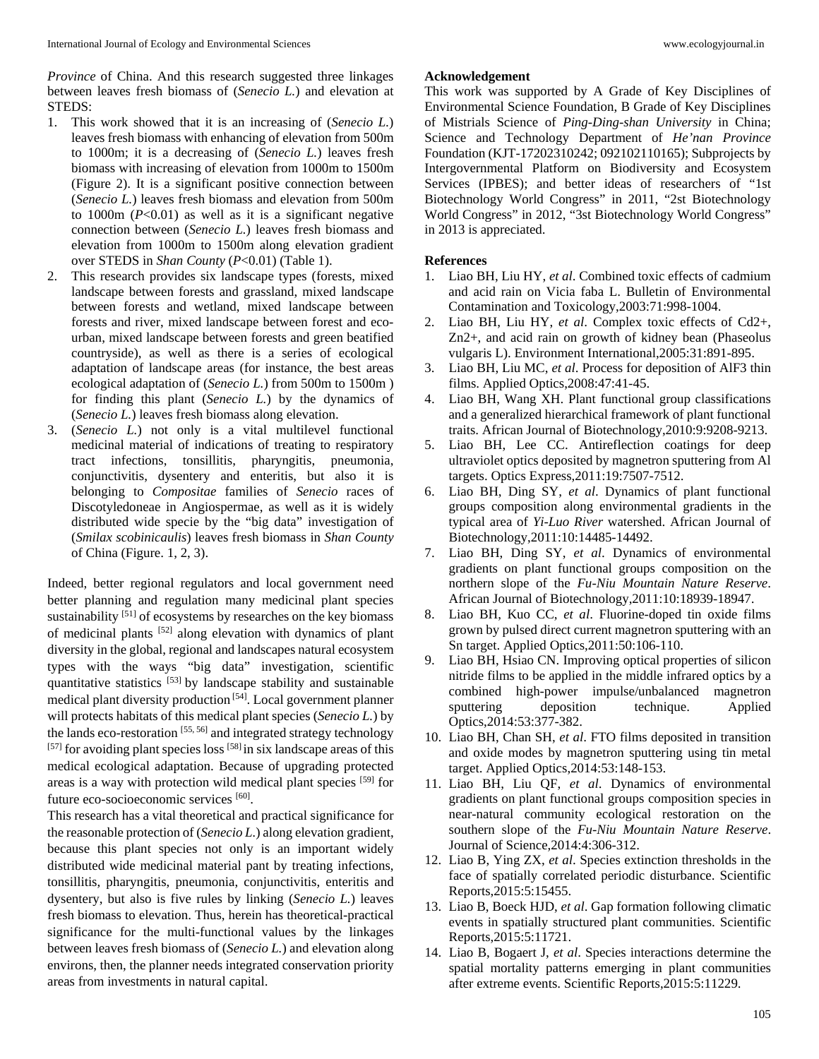*Province* of China. And this research suggested three linkages between leaves fresh biomass of (*Senecio L.*) and elevation at STEDS:

1. This work showed that it is an increasing of (*Senecio L.*) leaves fresh biomass with enhancing of elevation from 500m to 1000m; it is a decreasing of (*Senecio L.*) leaves fresh biomass with increasing of elevation from 1000m to 1500m (Figure 2). It is a significant positive connection between (*Senecio L.*) leaves fresh biomass and elevation from 500m to 1000m ($P<0.01$) as well as it is a significant negative connection between (*Senecio L.*) leaves fresh biomass and elevation from 1000m to 1500m along elevation gradient over STEDS in *Shan County* ($P<0.01$) (Table 1).
2. This research provides six landscape types (forests, mixed landscape between forests and grassland, mixed landscape between forests and wetland, mixed landscape between forests and river, mixed landscape between forest and eco-urban, mixed landscape between forests and green beatified countryside), as well as there is a series of ecological adaptation of landscape areas (for instance, the best areas ecological adaptation of (*Senecio L.*) from 500m to 1500m ) for finding this plant (*Senecio L.*) by the dynamics of (*Senecio L.*) leaves fresh biomass along elevation.
3. (*Senecio L.*) not only is a vital multilevel functional medicinal material of indications of treating to respiratory tract infections, tonsillitis, pharyngitis, pneumonia, conjunctivitis, dysentery and enteritis, but also it is belonging to *Compositae* families of *Senecio* races of Discotyledoneae in Angiospermae, as well as it is widely distributed wide specie by the "big data" investigation of (*Smilax scobinicaulis*) leaves fresh biomass in *Shan County* of China (Figure. 1, 2, 3).

Indeed, better regional regulators and local government need better planning and regulation many medicinal plant species sustainability [51] of ecosystems by researches on the key biomass of medicinal plants [52] along elevation with dynamics of plant diversity in the global, regional and landscapes natural ecosystem types with the ways "big data" investigation, scientific quantitative statistics [53] by landscape stability and sustainable medical plant diversity production [54]. Local government planner will protects habitats of this medical plant species (*Senecio L.*) by the lands eco-restoration [55, 56] and integrated strategy technology [57] for avoiding plant species loss [58] in six landscape areas of this medical ecological adaptation. Because of upgrading protected areas is a way with protection wild medical plant species [59] for future eco-socioeconomic services [60].

This research has a vital theoretical and practical significance for the reasonable protection of (*Senecio L.*) along elevation gradient, because this plant species not only is an important widely distributed wide medicinal material pant by treating infections, tonsillitis, pharyngitis, pneumonia, conjunctivitis, enteritis and dysentery, but also is five rules by linking (*Senecio L.*) leaves fresh biomass to elevation. Thus, herein has theoretical-practical significance for the multi-functional values by the linkages between leaves fresh biomass of (*Senecio L.*) and elevation along environs, then, the planner needs integrated conservation priority areas from investments in natural capital.

## Acknowledgement

This work was supported by A Grade of Key Disciplines of Environmental Science Foundation, B Grade of Key Disciplines of Mistrials Science of *Ping-Ding-shan University* in China; Science and Technology Department of *He'nan Province* Foundation (KJT-17202310242; 092102110165); Subprojects by Intergovernmental Platform on Biodiversity and Ecosystem Services (IPBES); and better ideas of researchers of "1st Biotechnology World Congress" in 2011, "2st Biotechnology World Congress" in 2012, "3st Biotechnology World Congress" in 2013 is appreciated.

## References

1. Liao BH, Liu HY, *et al*. Combined toxic effects of cadmium and acid rain on Vicia faba L. Bulletin of Environmental Contamination and Toxicology,2003:71:998-1004.
2. Liao BH, Liu HY, *et al*. Complex toxic effects of Cd2+, Zn2+, and acid rain on growth of kidney bean (Phaseolus vulgaris L). Environment International,2005:31:891-895.
3. Liao BH, Liu MC, *et al*. Process for deposition of AlF3 thin films. Applied Optics,2008:47:41-45.
4. Liao BH, Wang XH. Plant functional group classifications and a generalized hierarchical framework of plant functional traits. African Journal of Biotechnology,2010:9:9208-9213.
5. Liao BH, Lee CC. Antireflection coatings for deep ultraviolet optics deposited by magnetron sputtering from Al targets. Optics Express,2011:19:7507-7512.
6. Liao BH, Ding SY, *et al*. Dynamics of plant functional groups composition along environmental gradients in the typical area of *Yi-Luo River* watershed. African Journal of Biotechnology,2011:10:14485-14492.
7. Liao BH, Ding SY, *et al*. Dynamics of environmental gradients on plant functional groups composition on the northern slope of the *Fu-Niu Mountain Nature Reserve*. African Journal of Biotechnology,2011:10:18939-18947.
8. Liao BH, Kuo CC, *et al*. Fluorine-doped tin oxide films grown by pulsed direct current magnetron sputtering with an Sn target. Applied Optics,2011:50:106-110.
9. Liao BH, Hsiao CN. Improving optical properties of silicon nitride films to be applied in the middle infrared optics by a combined high-power impulse/unbalanced magnetron sputtering deposition technique. Applied Optics,2014:53:377-382.
10. Liao BH, Chan SH, *et al*. FTO films deposited in transition and oxide modes by magnetron sputtering using tin metal target. Applied Optics,2014:53:148-153.
11. Liao BH, Liu QF, *et al*. Dynamics of environmental gradients on plant functional groups composition species in near-natural community ecological restoration on the southern slope of the *Fu-Niu Mountain Nature Reserve*. Journal of Science,2014:4:306-312.
12. Liao B, Ying ZX, *et al*. Species extinction thresholds in the face of spatially correlated periodic disturbance. Scientific Reports,2015:5:15455.
13. Liao B, Boeck HJD, *et al*. Gap formation following climatic events in spatially structured plant communities. Scientific Reports,2015:5:11721.
14. Liao B, Bogaert J, *et al*. Species interactions determine the spatial mortality patterns emerging in plant communities after extreme events. Scientific Reports,2015:5:11229.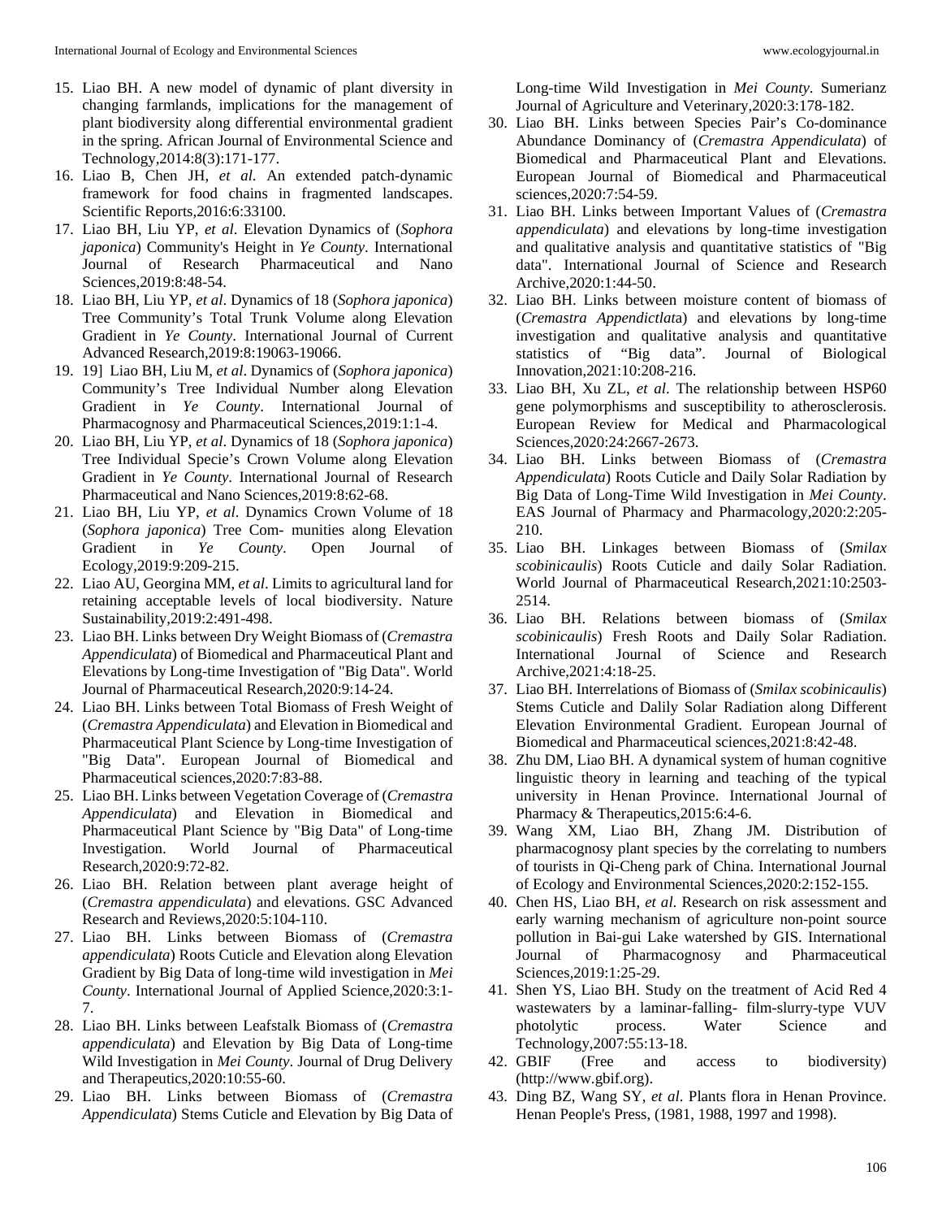15. Liao BH. A new model of dynamic of plant diversity in changing farmlands, implications for the management of plant biodiversity along differential environmental gradient in the spring. African Journal of Environmental Science and Technology,2014:8(3):171-177.
16. Liao B, Chen JH, *et al.* An extended patch-dynamic framework for food chains in fragmented landscapes. Scientific Reports,2016:6:33100.
17. Liao BH, Liu YP, *et al*. Elevation Dynamics of (*Sophora japonica*) Community's Height in *Ye County*. International Journal of Research Pharmaceutical and Nano Sciences,2019:8:48-54.
18. Liao BH, Liu YP, *et al*. Dynamics of 18 (*Sophora japonica*) Tree Community's Total Trunk Volume along Elevation Gradient in *Ye County*. International Journal of Current Advanced Research,2019:8:19063-19066.
19. 19] Liao BH, Liu M, *et al*. Dynamics of (*Sophora japonica*) Community's Tree Individual Number along Elevation Gradient in *Ye County*. International Journal of Pharmacognosy and Pharmaceutical Sciences,2019:1:1-4.
20. Liao BH, Liu YP, *et al*. Dynamics of 18 (*Sophora japonica*) Tree Individual Specie's Crown Volume along Elevation Gradient in *Ye County*. International Journal of Research Pharmaceutical and Nano Sciences,2019:8:62-68.
21. Liao BH, Liu YP, *et al*. Dynamics Crown Volume of 18 (*Sophora japonica*) Tree Com- munities along Elevation Gradient in *Ye County*. Open Journal of Ecology,2019:9:209-215.
22. Liao AU, Georgina MM, *et al*. Limits to agricultural land for retaining acceptable levels of local biodiversity. Nature Sustainability,2019:2:491-498.
23. Liao BH. Links between Dry Weight Biomass of (*Cremastra Appendiculata*) of Biomedical and Pharmaceutical Plant and Elevations by Long-time Investigation of "Big Data". World Journal of Pharmaceutical Research,2020:9:14-24.
24. Liao BH. Links between Total Biomass of Fresh Weight of (*Cremastra Appendiculata*) and Elevation in Biomedical and Pharmaceutical Plant Science by Long-time Investigation of "Big Data". European Journal of Biomedical and Pharmaceutical sciences,2020:7:83-88.
25. Liao BH. Links between Vegetation Coverage of (*Cremastra Appendiculata*) and Elevation in Biomedical and Pharmaceutical Plant Science by "Big Data" of Long-time Investigation. World Journal of Pharmaceutical Research,2020:9:72-82.
26. Liao BH. Relation between plant average height of (*Cremastra appendiculata*) and elevations. GSC Advanced Research and Reviews,2020:5:104-110.
27. Liao BH. Links between Biomass of (*Cremastra appendiculata*) Roots Cuticle and Elevation along Elevation Gradient by Big Data of long-time wild investigation in *Mei County*. International Journal of Applied Science,2020:3:1-7.
28. Liao BH. Links between Leafstalk Biomass of (*Cremastra appendiculata*) and Elevation by Big Data of Long-time Wild Investigation in *Mei County*. Journal of Drug Delivery and Therapeutics,2020:10:55-60.
29. Liao BH. Links between Biomass of (*Cremastra Appendiculata*) Stems Cuticle and Elevation by Big Data of Long-time Wild Investigation in *Mei County*. Sumerianz Journal of Agriculture and Veterinary,2020:3:178-182.
30. Liao BH. Links between Species Pair's Co-dominance Abundance Dominancy of (*Cremastra Appendiculata*) of Biomedical and Pharmaceutical Plant and Elevations. European Journal of Biomedical and Pharmaceutical sciences,2020:7:54-59.
31. Liao BH. Links between Important Values of (*Cremastra appendiculata*) and elevations by long-time investigation and qualitative analysis and quantitative statistics of "Big data". International Journal of Science and Research Archive,2020:1:44-50.
32. Liao BH. Links between moisture content of biomass of (*Cremastra Appendictlat*a) and elevations by long-time investigation and qualitative analysis and quantitative statistics of "Big data". Journal of Biological Innovation,2021:10:208-216.
33. Liao BH, Xu ZL, *et al*. The relationship between HSP60 gene polymorphisms and susceptibility to atherosclerosis. European Review for Medical and Pharmacological Sciences,2020:24:2667-2673.
34. Liao BH. Links between Biomass of (*Cremastra Appendiculata*) Roots Cuticle and Daily Solar Radiation by Big Data of Long-Time Wild Investigation in *Mei County*. EAS Journal of Pharmacy and Pharmacology,2020:2:205-210.
35. Liao BH. Linkages between Biomass of (*Smilax scobinicaulis*) Roots Cuticle and daily Solar Radiation. World Journal of Pharmaceutical Research,2021:10:2503-2514.
36. Liao BH. Relations between biomass of (*Smilax scobinicaulis*) Fresh Roots and Daily Solar Radiation. International Journal of Science and Research Archive,2021:4:18-25.
37. Liao BH. Interrelations of Biomass of (*Smilax scobinicaulis*) Stems Cuticle and Dalily Solar Radiation along Different Elevation Environmental Gradient. European Journal of Biomedical and Pharmaceutical sciences,2021:8:42-48.
38. Zhu DM, Liao BH. A dynamical system of human cognitive linguistic theory in learning and teaching of the typical university in Henan Province. International Journal of Pharmacy & Therapeutics,2015:6:4-6.
39. Wang XM, Liao BH, Zhang JM. Distribution of pharmacognosy plant species by the correlating to numbers of tourists in Qi-Cheng park of China. International Journal of Ecology and Environmental Sciences,2020:2:152-155.
40. Chen HS, Liao BH, *et al.* Research on risk assessment and early warning mechanism of agriculture non-point source pollution in Bai-gui Lake watershed by GIS. International Journal of Pharmacognosy and Pharmaceutical Sciences,2019:1:25-29.
41. Shen YS, Liao BH. Study on the treatment of Acid Red 4 wastewaters by a laminar-falling- film-slurry-type VUV photolytic process. Water Science and Technology,2007:55:13-18.
42. GBIF (Free and access to biodiversity) (http://www.gbif.org).
43. Ding BZ, Wang SY, *et al*. Plants flora in Henan Province. Henan People's Press, (1981, 1988, 1997 and 1998).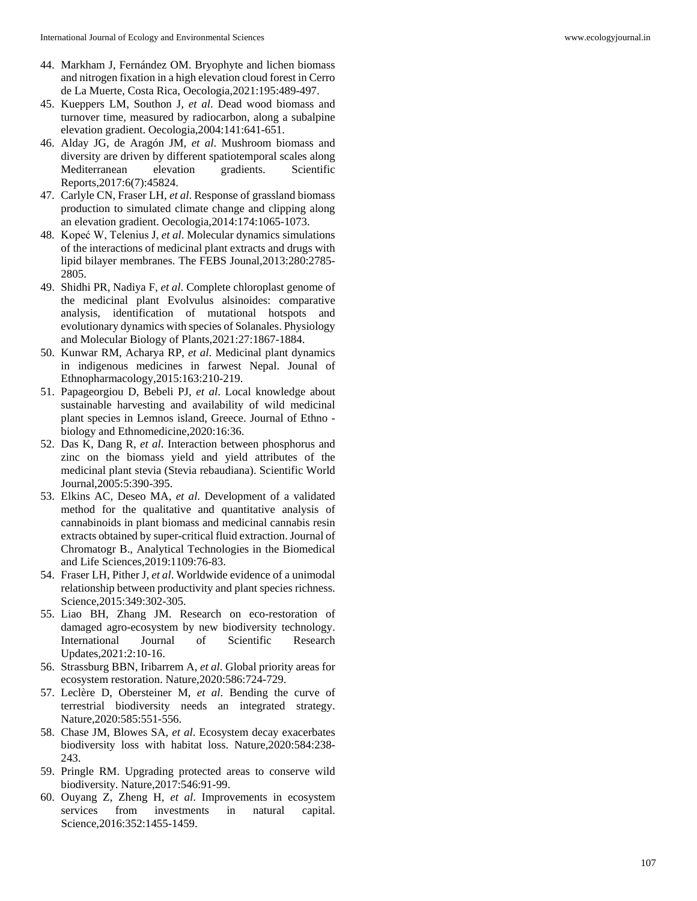44. Markham J, Fernández OM. Bryophyte and lichen biomass and nitrogen fixation in a high elevation cloud forest in Cerro de La Muerte, Costa Rica, Oecologia,2021:195:489-497.
45. Kueppers LM, Southon J, *et al*. Dead wood biomass and turnover time, measured by radiocarbon, along a subalpine elevation gradient. Oecologia,2004:141:641-651.
46. Alday JG, de Aragón JM, *et al*. Mushroom biomass and diversity are driven by different spatiotemporal scales along Mediterranean elevation gradients. Scientific Reports,2017:6(7):45824.
47. Carlyle CN, Fraser LH, *et al*. Response of grassland biomass production to simulated climate change and clipping along an elevation gradient. Oecologia,2014:174:1065-1073.
48. Kopeć W, Telenius J, *et al*. Molecular dynamics simulations of the interactions of medicinal plant extracts and drugs with lipid bilayer membranes. The FEBS Jounal,2013:280:2785-2805.
49. Shidhi PR, Nadiya F, *et al*. Complete chloroplast genome of the medicinal plant Evolvulus alsinoides: comparative analysis, identification of mutational hotspots and evolutionary dynamics with species of Solanales. Physiology and Molecular Biology of Plants,2021:27:1867-1884.
50. Kunwar RM, Acharya RP, *et al*. Medicinal plant dynamics in indigenous medicines in farwest Nepal. Jounal of Ethnopharmacology,2015:163:210-219.
51. Papageorgiou D, Bebeli PJ, *et al*. Local knowledge about sustainable harvesting and availability of wild medicinal plant species in Lemnos island, Greece. Journal of Ethno - biology and Ethnomedicine,2020:16:36.
52. Das K, Dang R, *et al*. Interaction between phosphorus and zinc on the biomass yield and yield attributes of the medicinal plant stevia (Stevia rebaudiana). Scientific World Journal,2005:5:390-395.
53. Elkins AC, Deseo MA, *et al*. Development of a validated method for the qualitative and quantitative analysis of cannabinoids in plant biomass and medicinal cannabis resin extracts obtained by super-critical fluid extraction. Journal of Chromatogr B., Analytical Technologies in the Biomedical and Life Sciences,2019:1109:76-83.
54. Fraser LH, Pither J, *et al*. Worldwide evidence of a unimodal relationship between productivity and plant species richness. Science,2015:349:302-305.
55. Liao BH, Zhang JM. Research on eco-restoration of damaged agro-ecosystem by new biodiversity technology. International Journal of Scientific Research Updates,2021:2:10-16.
56. Strassburg BBN, Iribarrem A, *et al*. Global priority areas for ecosystem restoration. Nature,2020:586:724-729.
57. Leclère D, Obersteiner M, *et al*. Bending the curve of terrestrial biodiversity needs an integrated strategy. Nature,2020:585:551-556.
58. Chase JM, Blowes SA, *et al*. Ecosystem decay exacerbates biodiversity loss with habitat loss. Nature,2020:584:238-243.
59. Pringle RM. Upgrading protected areas to conserve wild biodiversity. Nature,2017:546:91-99.
60. Ouyang Z, Zheng H, *et al*. Improvements in ecosystem services from investments in natural capital. Science,2016:352:1455-1459.